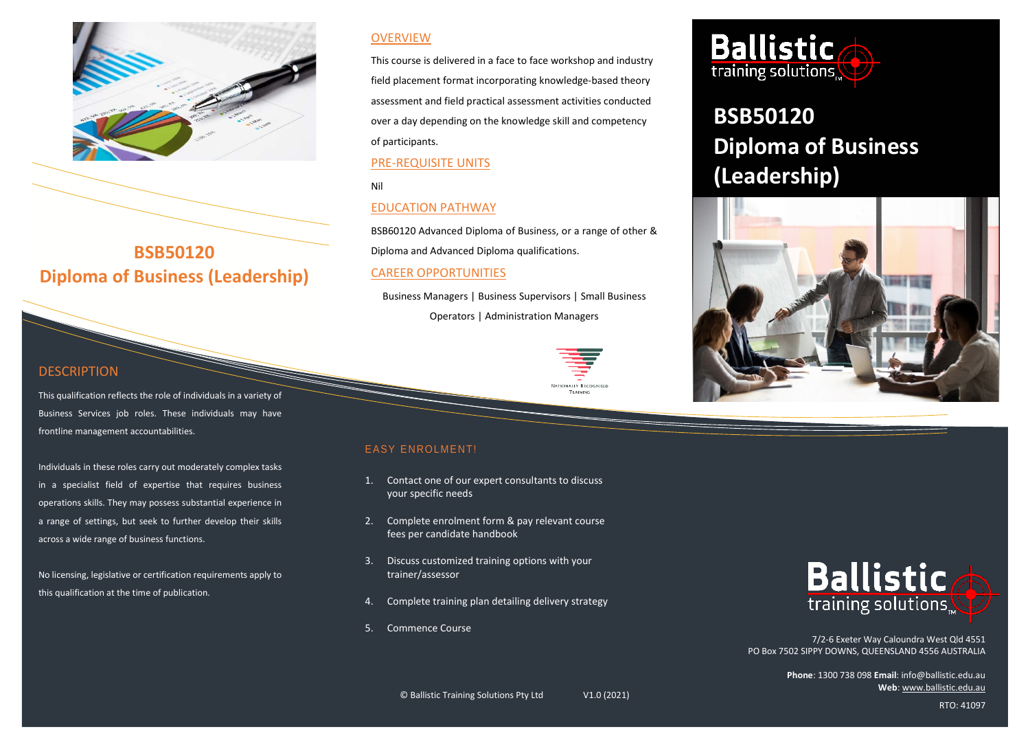# BSB50120 Diploma of Business (Leadership)

## DESCRIPTION

This qualification reflects the role of individuals in a variety of Business Services job roles. These individuals may have frontline management accountabilities.

Individuals in these roles carry out moderately complex tasks in a specialist field of expertise that requires business operations skills. They may possess substantial experience in a range of settings, but seek to further develop their skills across a wide range of business functions.

No licensing, legislative or certification requirements apply to this qualification at the time of publication.

## OVERVIEW

This course is delivered in a face to face workshop and industry field placement format incorporating knowledge-based theory assessment and field practical assessment activities conducted over a day depending on the knowledge skill and competency of participants.

## PRE-REQUISITE UNITS

Nil

## EDUCATION PATHWAY

BSB60120 Advanced Diploma of Business, or a range of other & Diploma and Advanced Diploma qualifications.

## CAREER OPPORTUNITIES

Business Managers | Business Supervisors | Small Business Operators | Administration Managers

Nationally Recognised Training

## EASY ENROLMENT!

1. Contact one of our expert consultants to discuss your specific needs
2. Complete enrolment form & pay relevant course fees per candidate handbook
3. Discuss customized training options with your trainer/assessor
4. Complete training plan detailing delivery strategy
5. Commence Course

© Ballistic Training Solutions Pty Ltd V1.0 (2021)

# Ballistic training solutions

# BSB50120 Diploma of Business (Leadership)

Ballistic training solutions

7/2-6 Exeter Way Caloundra West Qld 4551
PO Box 7502 SIPPY DOWNS, QUEENSLAND 4556 AUSTRALIA

**Phone**: 1300 738 098 **Email**: info@ballistic.edu.au
**Web**: www.ballistic.edu.au

RTO: 41097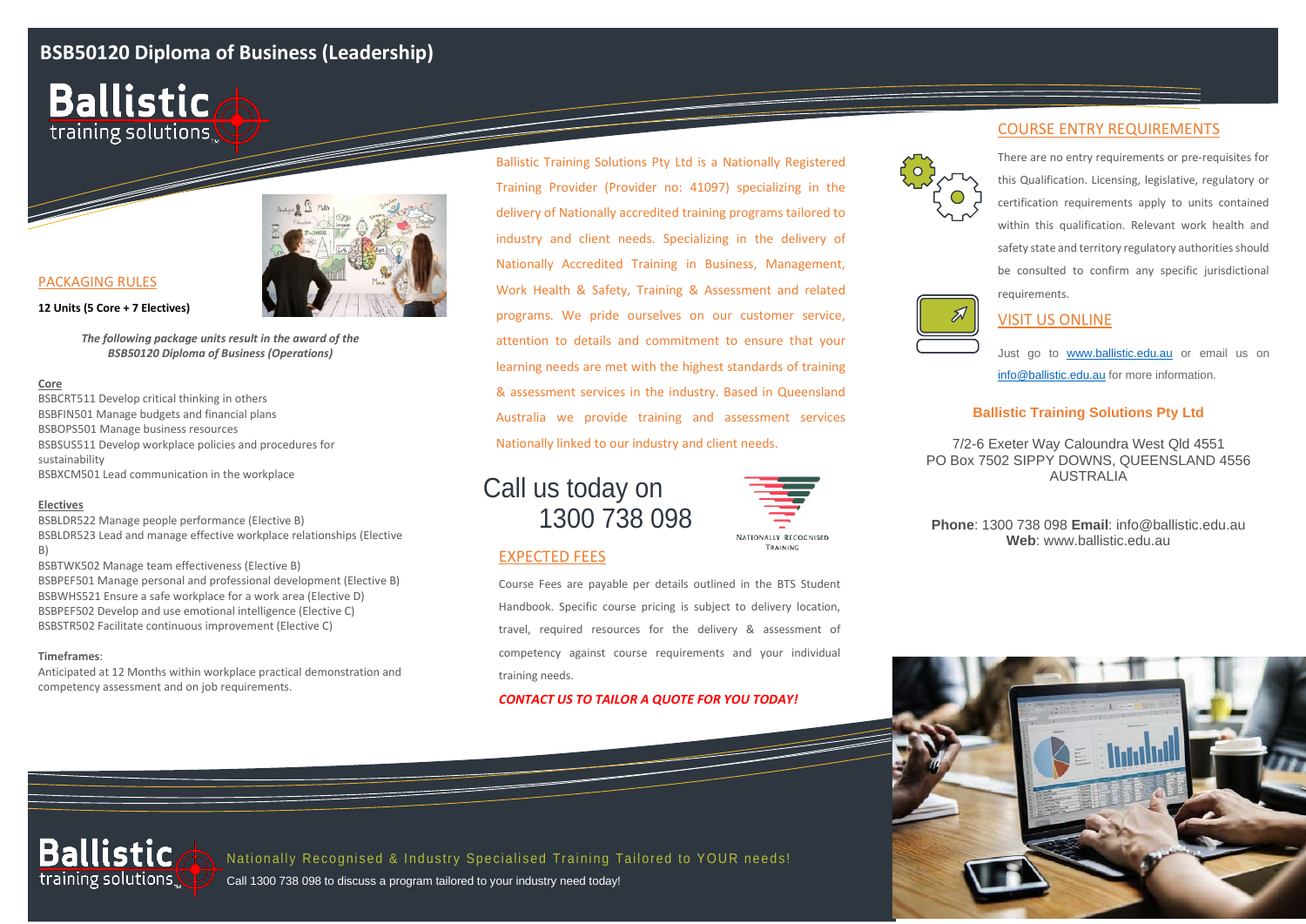# BSB50120 Diploma of Business (Leadership)

## PACKAGING RULES

**12 Units (5 Core + 7 Electives)**

***The following package units result in the award of the BSB50120 Diploma of Business (Operations)***

**Core**

BSBCRT511 Develop critical thinking in others
BSBFIN501 Manage budgets and financial plans
BSBOPS501 Manage business resources
BSBSUS511 Develop workplace policies and procedures for sustainability
BSBXCM501 Lead communication in the workplace

**Electives**

BSBLDR522 Manage people performance (Elective B)
BSBLDR523 Lead and manage effective workplace relationships (Elective B)
BSBTWK502 Manage team effectiveness (Elective B)
BSBPEF501 Manage personal and professional development (Elective B)
BSBWHS521 Ensure a safe workplace for a work area (Elective D)
BSBPEF502 Develop and use emotional intelligence (Elective C)
BSBSTR502 Facilitate continuous improvement (Elective C)

**Timeframes**:

Anticipated at 12 Months within workplace practical demonstration and competency assessment and on job requirements.

Ballistic Training Solutions Pty Ltd is a Nationally Registered Training Provider (Provider no: 41097) specializing in the delivery of Nationally accredited training programs tailored to industry and client needs. Specializing in the delivery of Nationally Accredited Training in Business, Management, Work Health & Safety, Training & Assessment and related programs. We pride ourselves on our customer service, attention to details and commitment to ensure that your learning needs are met with the highest standards of training & assessment services in the industry. Based in Queensland Australia we provide training and assessment services Nationally linked to our industry and client needs.

Call us today on
1300 738 098

NATIONALLY RECOGNISED TRAINING

## EXPECTED FEES

Course Fees are payable per details outlined in the BTS Student Handbook. Specific course pricing is subject to delivery location, travel, required resources for the delivery & assessment of competency against course requirements and your individual training needs.

***CONTACT US TO TAILOR A QUOTE FOR YOU TODAY!***

## COURSE ENTRY REQUIREMENTS

There are no entry requirements or pre-requisites for this Qualification. Licensing, legislative, regulatory or certification requirements apply to units contained within this qualification. Relevant work health and safety state and territory regulatory authorities should be consulted to confirm any specific jurisdictional requirements.

## VISIT US ONLINE

Just go to www.ballistic.edu.au or email us on info@ballistic.edu.au for more information.

**Ballistic Training Solutions Pty Ltd**

7/2-6 Exeter Way Caloundra West Qld 4551
PO Box 7502 SIPPY DOWNS, QUEENSLAND 4556
AUSTRALIA

**Phone**: 1300 738 098 **Email**: info@ballistic.edu.au
**Web**: www.ballistic.edu.au

Nationally Recognised & Industry Specialised Training Tailored to YOUR needs!

Call 1300 738 098 to discuss a program tailored to your industry need today!